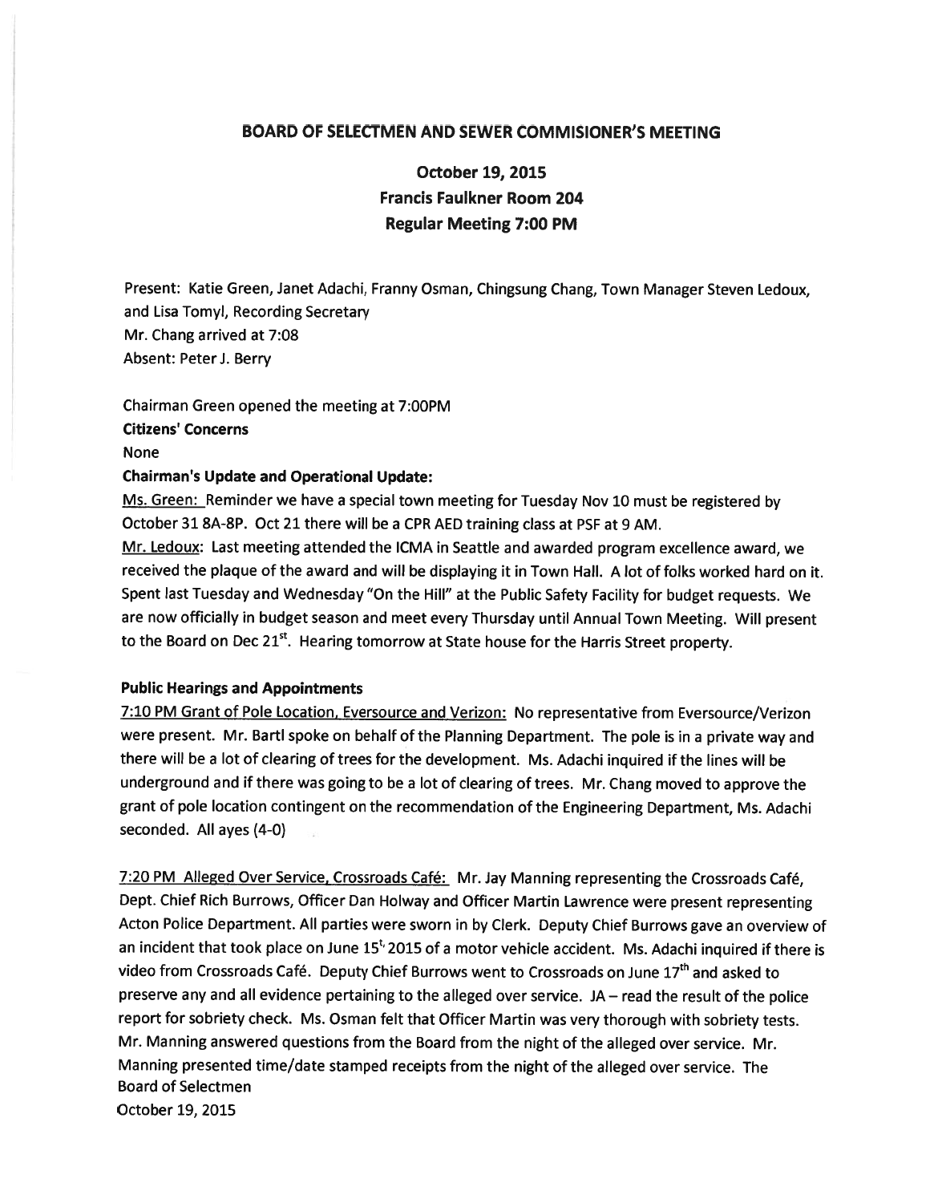# BOARD OF SELECTMEN AND SEWER COMMISIONER'S MEETING

## October 19, 2015
## Francis Faulkner Room 204
## Regular Meeting 7:00 PM

Present: Katie Green, Janet Adachi, Franny Osman, Chingsung Chang, Town Manager Steven Ledoux, and Lisa Tomyl, Recording Secretary
Mr. Chang arrived at 7:08
Absent: Peter J. Berry

Chairman Green opened the meeting at 7:00PM

**Citizens' Concerns**

None

**Chairman's Update and Operational Update:**

Ms. Green: Reminder we have a special town meeting for Tuesday Nov 10 must be registered by October 31 8A-8P. Oct 21 there will be a CPR AED training class at PSF at 9 AM.

Mr. Ledoux: Last meeting attended the ICMA in Seattle and awarded program excellence award, we received the plaque of the award and will be displaying it in Town Hall. A lot of folks worked hard on it. Spent last Tuesday and Wednesday "On the Hill" at the Public Safety Facility for budget requests. We are now officially in budget season and meet every Thursday until Annual Town Meeting. Will present to the Board on Dec 21st. Hearing tomorrow at State house for the Harris Street property.

**Public Hearings and Appointments**

7:10 PM Grant of Pole Location, Eversource and Verizon: No representative from Eversource/Verizon were present. Mr. Bartl spoke on behalf of the Planning Department. The pole is in a private way and there will be a lot of clearing of trees for the development. Ms. Adachi inquired if the lines will be underground and if there was going to be a lot of clearing of trees. Mr. Chang moved to approve the grant of pole location contingent on the recommendation of the Engineering Department, Ms. Adachi seconded. All ayes (4-0)

7:20 PM Alleged Over Service, Crossroads Café: Mr. Jay Manning representing the Crossroads Café, Dept. Chief Rich Burrows, Officer Dan Holway and Officer Martin Lawrence were present representing Acton Police Department. All parties were sworn in by Clerk. Deputy Chief Burrows gave an overview of an incident that took place on June 15t, 2015 of a motor vehicle accident. Ms. Adachi inquired if there is video from Crossroads Café. Deputy Chief Burrows went to Crossroads on June 17th and asked to preserve any and all evidence pertaining to the alleged over service. JA – read the result of the police report for sobriety check. Ms. Osman felt that Officer Martin was very thorough with sobriety tests. Mr. Manning answered questions from the Board from the night of the alleged over service. Mr. Manning presented time/date stamped receipts from the night of the alleged over service. The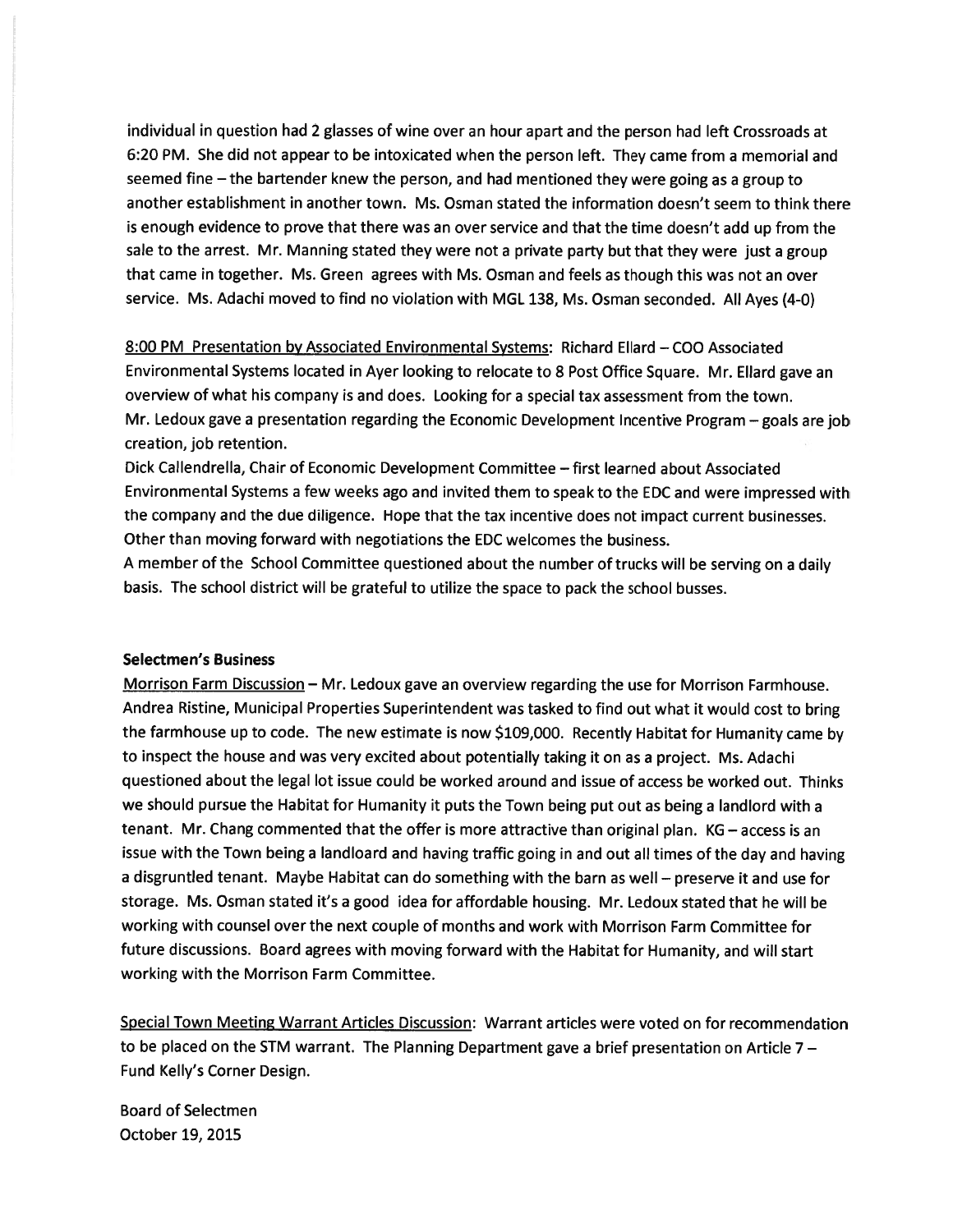individual in question had 2 glasses of wine over an hour apart and the person had left Crossroads at 6:20 PM. She did not appear to be intoxicated when the person left. They came from a memorial and seemed fine – the bartender knew the person, and had mentioned they were going as a group to another establishment in another town. Ms. Osman stated the information doesn't seem to think there is enough evidence to prove that there was an over service and that the time doesn't add up from the sale to the arrest. Mr. Manning stated they were not a private party but that they were just a group that came in together. Ms. Green agrees with Ms. Osman and feels as though this was not an over service. Ms. Adachi moved to find no violation with MGL 138, Ms. Osman seconded. All Ayes (4-0)

8:00 PM Presentation by Associated Environmental Systems: Richard Ellard – COO Associated Environmental Systems located in Ayer looking to relocate to 8 Post Office Square. Mr. Ellard gave an overview of what his company is and does. Looking for a special tax assessment from the town.
Mr. Ledoux gave a presentation regarding the Economic Development Incentive Program – goals are job creation, job retention.
Dick Callendrella, Chair of Economic Development Committee – first learned about Associated Environmental Systems a few weeks ago and invited them to speak to the EDC and were impressed with the company and the due diligence. Hope that the tax incentive does not impact current businesses. Other than moving forward with negotiations the EDC welcomes the business.
A member of the School Committee questioned about the number of trucks will be serving on a daily basis. The school district will be grateful to utilize the space to pack the school busses.

**Selectmen's Business**

Morrison Farm Discussion – Mr. Ledoux gave an overview regarding the use for Morrison Farmhouse. Andrea Ristine, Municipal Properties Superintendent was tasked to find out what it would cost to bring the farmhouse up to code. The new estimate is now $109,000. Recently Habitat for Humanity came by to inspect the house and was very excited about potentially taking it on as a project. Ms. Adachi questioned about the legal lot issue could be worked around and issue of access be worked out. Thinks we should pursue the Habitat for Humanity it puts the Town being put out as being a landlord with a tenant. Mr. Chang commented that the offer is more attractive than original plan. KG – access is an issue with the Town being a landloard and having traffic going in and out all times of the day and having a disgruntled tenant. Maybe Habitat can do something with the barn as well – preserve it and use for storage. Ms. Osman stated it's a good idea for affordable housing. Mr. Ledoux stated that he will be working with counsel over the next couple of months and work with Morrison Farm Committee for future discussions. Board agrees with moving forward with the Habitat for Humanity, and will start working with the Morrison Farm Committee.

Special Town Meeting Warrant Articles Discussion: Warrant articles were voted on for recommendation to be placed on the STM warrant. The Planning Department gave a brief presentation on Article 7 – Fund Kelly's Corner Design.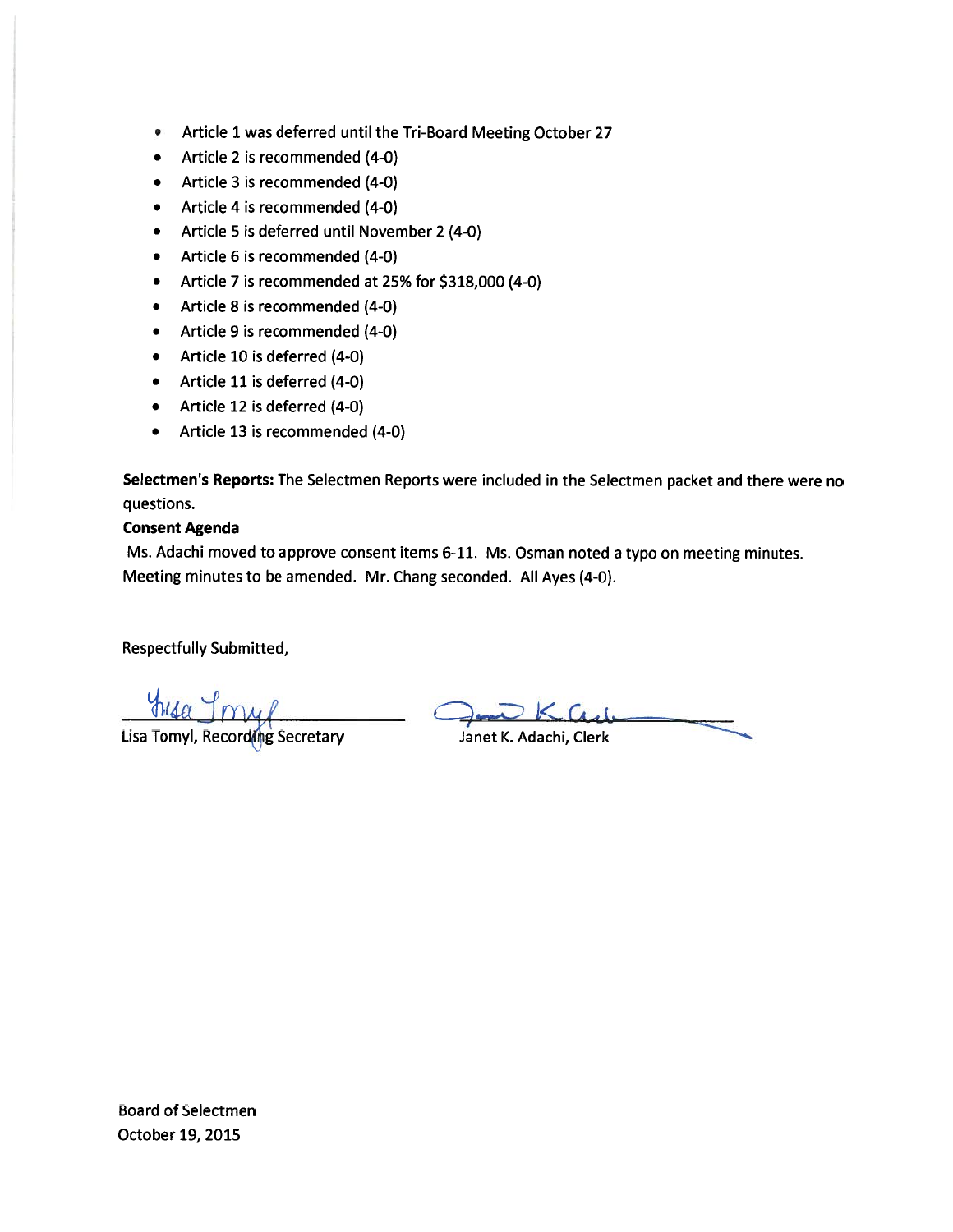- Article 1 was deferred until the Tri-Board Meeting October 27
- Article 2 is recommended (4-0)
- Article 3 is recommended (4-0)
- Article 4 is recommended (4-0)
- Article 5 is deferred until November 2 (4-0)
- Article 6 is recommended (4-0)
- Article 7 is recommended at 25% for $318,000 (4-0)
- Article 8 is recommended (4-0)
- Article 9 is recommended (4-0)
- Article 10 is deferred (4-0)
- Article 11 is deferred (4-0)
- Article 12 is deferred (4-0)
- Article 13 is recommended (4-0)

**Selectmen's Reports:** The Selectmen Reports were included in the Selectmen packet and there were no questions.

**Consent Agenda**

Ms. Adachi moved to approve consent items 6-11. Ms. Osman noted a typo on meeting minutes. Meeting minutes to be amended. Mr. Chang seconded. All Ayes (4-0).

Respectfully Submitted,

Lisa Tomyl, Recording Secretary

Janet K. Adachi, Clerk

Board of Selectmen
October 19, 2015